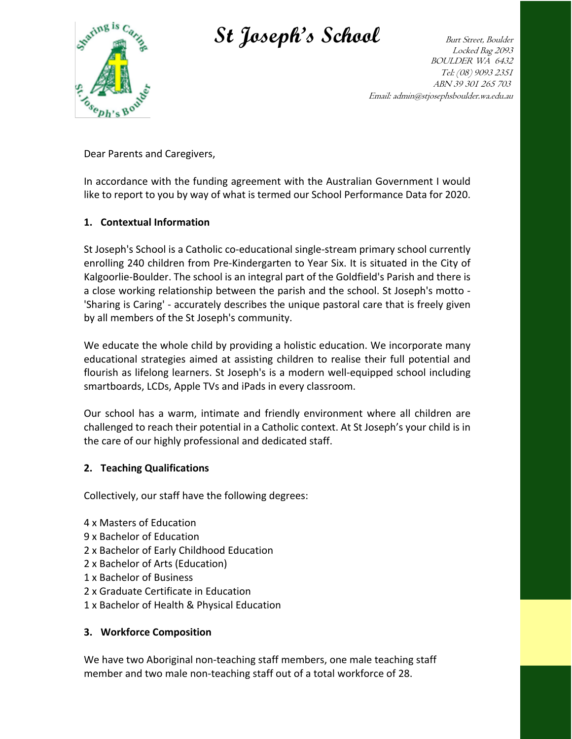# St Joseph's School

Burt Street, Boulder
Locked Bag 2093
BOULDER WA 6432
Tel: (08) 9093 2351
ABN 39 301 265 703
Email: admin@stjosephsboulder.wa.edu.au

Dear Parents and Caregivers,

In accordance with the funding agreement with the Australian Government I would like to report to you by way of what is termed our School Performance Data for 2020.

**1. Contextual Information**

St Joseph's School is a Catholic co-educational single-stream primary school currently enrolling 240 children from Pre-Kindergarten to Year Six. It is situated in the City of Kalgoorlie-Boulder. The school is an integral part of the Goldfield's Parish and there is a close working relationship between the parish and the school. St Joseph's motto - 'Sharing is Caring' - accurately describes the unique pastoral care that is freely given by all members of the St Joseph's community.

We educate the whole child by providing a holistic education. We incorporate many educational strategies aimed at assisting children to realise their full potential and flourish as lifelong learners. St Joseph's is a modern well-equipped school including smartboards, LCDs, Apple TVs and iPads in every classroom.

Our school has a warm, intimate and friendly environment where all children are challenged to reach their potential in a Catholic context. At St Joseph's your child is in the care of our highly professional and dedicated staff.

**2. Teaching Qualifications**

Collectively, our staff have the following degrees:

4 x Masters of Education
9 x Bachelor of Education
2 x Bachelor of Early Childhood Education
2 x Bachelor of Arts (Education)
1 x Bachelor of Business
2 x Graduate Certificate in Education
1 x Bachelor of Health & Physical Education

**3. Workforce Composition**

We have two Aboriginal non-teaching staff members, one male teaching staff member and two male non-teaching staff out of a total workforce of 28.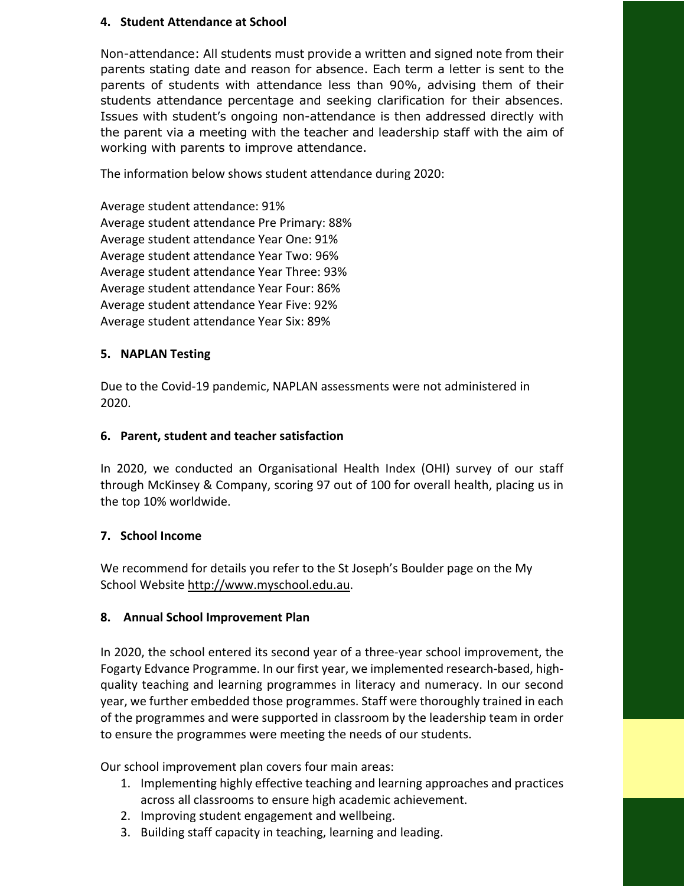## 4. Student Attendance at School

Non-attendance: All students must provide a written and signed note from their parents stating date and reason for absence. Each term a letter is sent to the parents of students with attendance less than 90%, advising them of their students attendance percentage and seeking clarification for their absences. Issues with student's ongoing non-attendance is then addressed directly with the parent via a meeting with the teacher and leadership staff with the aim of working with parents to improve attendance.

The information below shows student attendance during 2020:

Average student attendance: 91%
Average student attendance Pre Primary: 88%
Average student attendance Year One: 91%
Average student attendance Year Two: 96%
Average student attendance Year Three: 93%
Average student attendance Year Four: 86%
Average student attendance Year Five: 92%
Average student attendance Year Six: 89%

## 5. NAPLAN Testing

Due to the Covid-19 pandemic, NAPLAN assessments were not administered in 2020.

## 6. Parent, student and teacher satisfaction

In 2020, we conducted an Organisational Health Index (OHI) survey of our staff through McKinsey & Company, scoring 97 out of 100 for overall health, placing us in the top 10% worldwide.

## 7. School Income

We recommend for details you refer to the St Joseph's Boulder page on the My School Website http://www.myschool.edu.au.

## 8. Annual School Improvement Plan

In 2020, the school entered its second year of a three-year school improvement, the Fogarty Edvance Programme. In our first year, we implemented research-based, high-quality teaching and learning programmes in literacy and numeracy. In our second year, we further embedded those programmes. Staff were thoroughly trained in each of the programmes and were supported in classroom by the leadership team in order to ensure the programmes were meeting the needs of our students.

Our school improvement plan covers four main areas:

1. Implementing highly effective teaching and learning approaches and practices across all classrooms to ensure high academic achievement.
2. Improving student engagement and wellbeing.
3. Building staff capacity in teaching, learning and leading.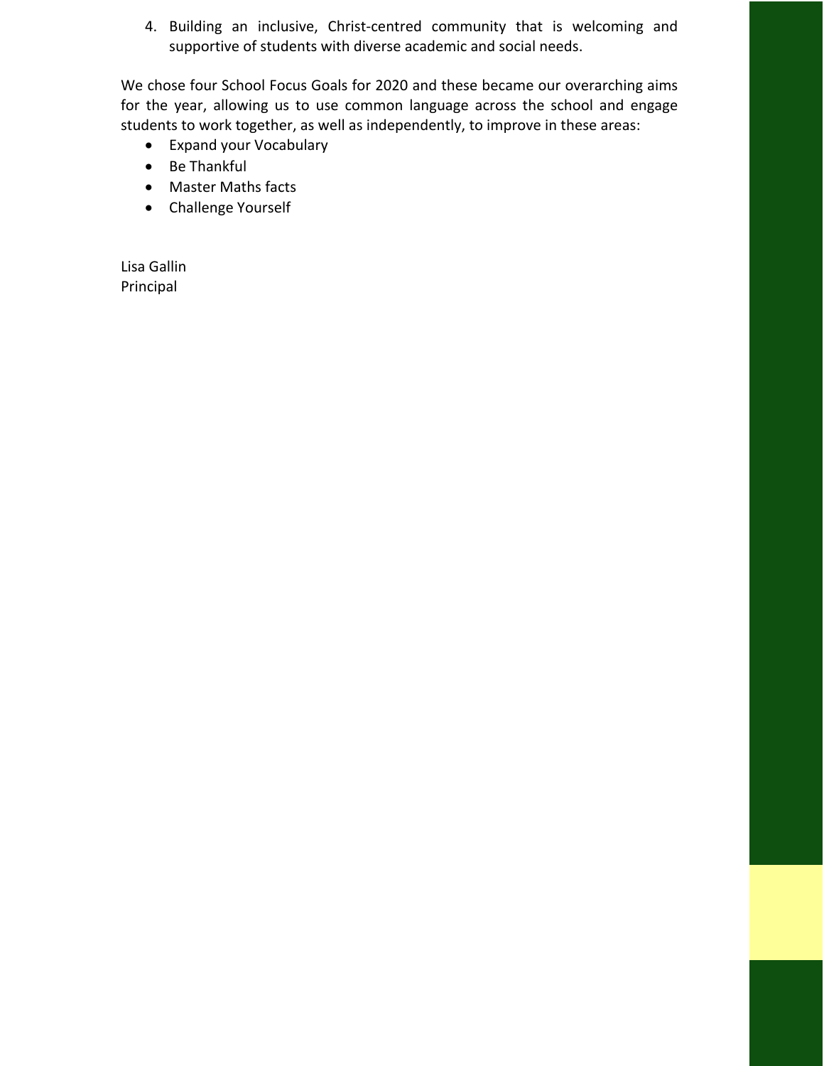4. Building an inclusive, Christ-centred community that is welcoming and supportive of students with diverse academic and social needs.

We chose four School Focus Goals for 2020 and these became our overarching aims for the year, allowing us to use common language across the school and engage students to work together, as well as independently, to improve in these areas:

- Expand your Vocabulary
- Be Thankful
- Master Maths facts
- Challenge Yourself

Lisa Gallin
Principal